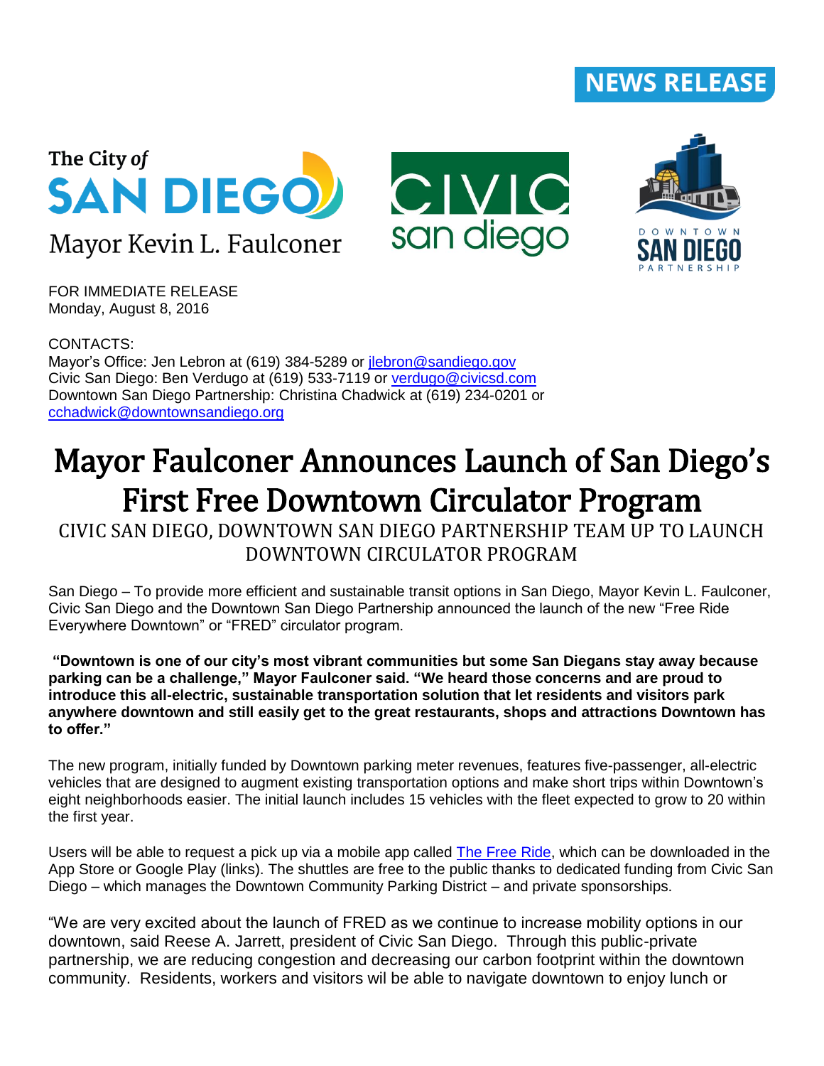NEWS RELEASE

The City of SAN DIEGO
Mayor Kevin L. Faulconer

CIVIC san diego

DOWNTOWN SAN DIEGO PARTNERSHIP

FOR IMMEDIATE RELEASE
Monday, August 8, 2016

CONTACTS:
Mayor's Office: Jen Lebron at (619) 384-5289 or jlebron@sandiego.gov
Civic San Diego: Ben Verdugo at (619) 533-7119 or verdugo@civicsd.com
Downtown San Diego Partnership: Christina Chadwick at (619) 234-0201 or cchadwick@downtownsandiego.org

# Mayor Faulconer Announces Launch of San Diego's First Free Downtown Circulator Program

## CIVIC SAN DIEGO, DOWNTOWN SAN DIEGO PARTNERSHIP TEAM UP TO LAUNCH DOWNTOWN CIRCULATOR PROGRAM

San Diego – To provide more efficient and sustainable transit options in San Diego, Mayor Kevin L. Faulconer, Civic San Diego and the Downtown San Diego Partnership announced the launch of the new "Free Ride Everywhere Downtown" or "FRED" circulator program.

**"Downtown is one of our city's most vibrant communities but some San Diegans stay away because parking can be a challenge," Mayor Faulconer said. "We heard those concerns and are proud to introduce this all-electric, sustainable transportation solution that let residents and visitors park anywhere downtown and still easily get to the great restaurants, shops and attractions Downtown has to offer."**

The new program, initially funded by Downtown parking meter revenues, features five-passenger, all-electric vehicles that are designed to augment existing transportation options and make short trips within Downtown's eight neighborhoods easier. The initial launch includes 15 vehicles with the fleet expected to grow to 20 within the first year.

Users will be able to request a pick up via a mobile app called The Free Ride, which can be downloaded in the App Store or Google Play (links). The shuttles are free to the public thanks to dedicated funding from Civic San Diego – which manages the Downtown Community Parking District – and private sponsorships.

"We are very excited about the launch of FRED as we continue to increase mobility options in our downtown, said Reese A. Jarrett, president of Civic San Diego. Through this public-private partnership, we are reducing congestion and decreasing our carbon footprint within the downtown community. Residents, workers and visitors wil be able to navigate downtown to enjoy lunch or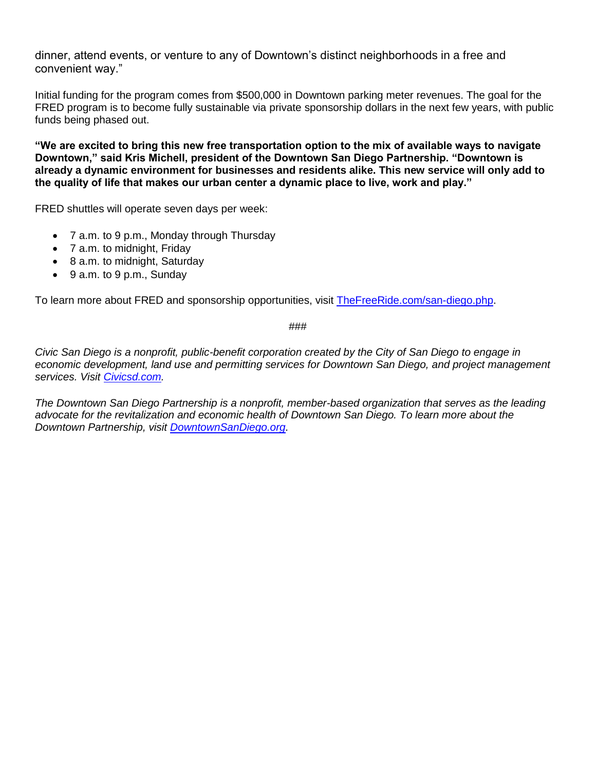dinner, attend events, or venture to any of Downtown's distinct neighborhoods in a free and convenient way."

Initial funding for the program comes from $500,000 in Downtown parking meter revenues. The goal for the FRED program is to become fully sustainable via private sponsorship dollars in the next few years, with public funds being phased out.

**"We are excited to bring this new free transportation option to the mix of available ways to navigate Downtown," said Kris Michell, president of the Downtown San Diego Partnership. "Downtown is already a dynamic environment for businesses and residents alike. This new service will only add to the quality of life that makes our urban center a dynamic place to live, work and play."**

FRED shuttles will operate seven days per week:

- 7 a.m. to 9 p.m., Monday through Thursday
- 7 a.m. to midnight, Friday
- 8 a.m. to midnight, Saturday
- 9 a.m. to 9 p.m., Sunday

To learn more about FRED and sponsorship opportunities, visit TheFreeRide.com/san-diego.php.

###

*Civic San Diego is a nonprofit, public-benefit corporation created by the City of San Diego to engage in economic development, land use and permitting services for Downtown San Diego, and project management services. Visit Civicsd.com.*

*The Downtown San Diego Partnership is a nonprofit, member-based organization that serves as the leading advocate for the revitalization and economic health of Downtown San Diego. To learn more about the Downtown Partnership, visit DowntownSanDiego.org.*